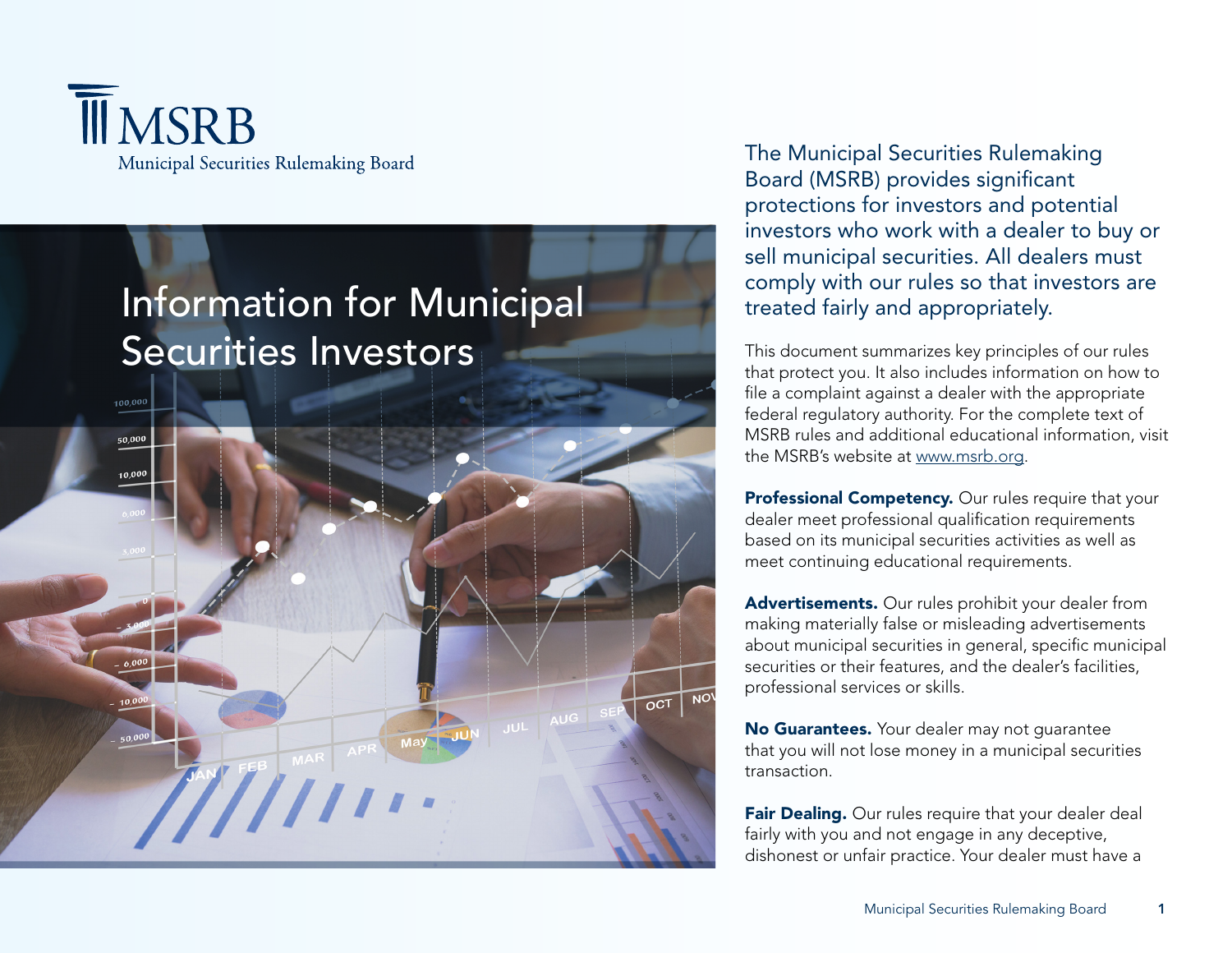MSRB
Municipal Securities Rulemaking Board

# Information for Municipal Securities Investors

The Municipal Securities Rulemaking Board (MSRB) provides significant protections for investors and potential investors who work with a dealer to buy or sell municipal securities. All dealers must comply with our rules so that investors are treated fairly and appropriately.

This document summarizes key principles of our rules that protect you. It also includes information on how to file a complaint against a dealer with the appropriate federal regulatory authority. For the complete text of MSRB rules and additional educational information, visit the MSRB's website at www.msrb.org.

**Professional Competency.** Our rules require that your dealer meet professional qualification requirements based on its municipal securities activities as well as meet continuing educational requirements.

**Advertisements.** Our rules prohibit your dealer from making materially false or misleading advertisements about municipal securities in general, specific municipal securities or their features, and the dealer's facilities, professional services or skills.

**No Guarantees.** Your dealer may not guarantee that you will not lose money in a municipal securities transaction.

**Fair Dealing.** Our rules require that your dealer deal fairly with you and not engage in any deceptive, dishonest or unfair practice. Your dealer must have a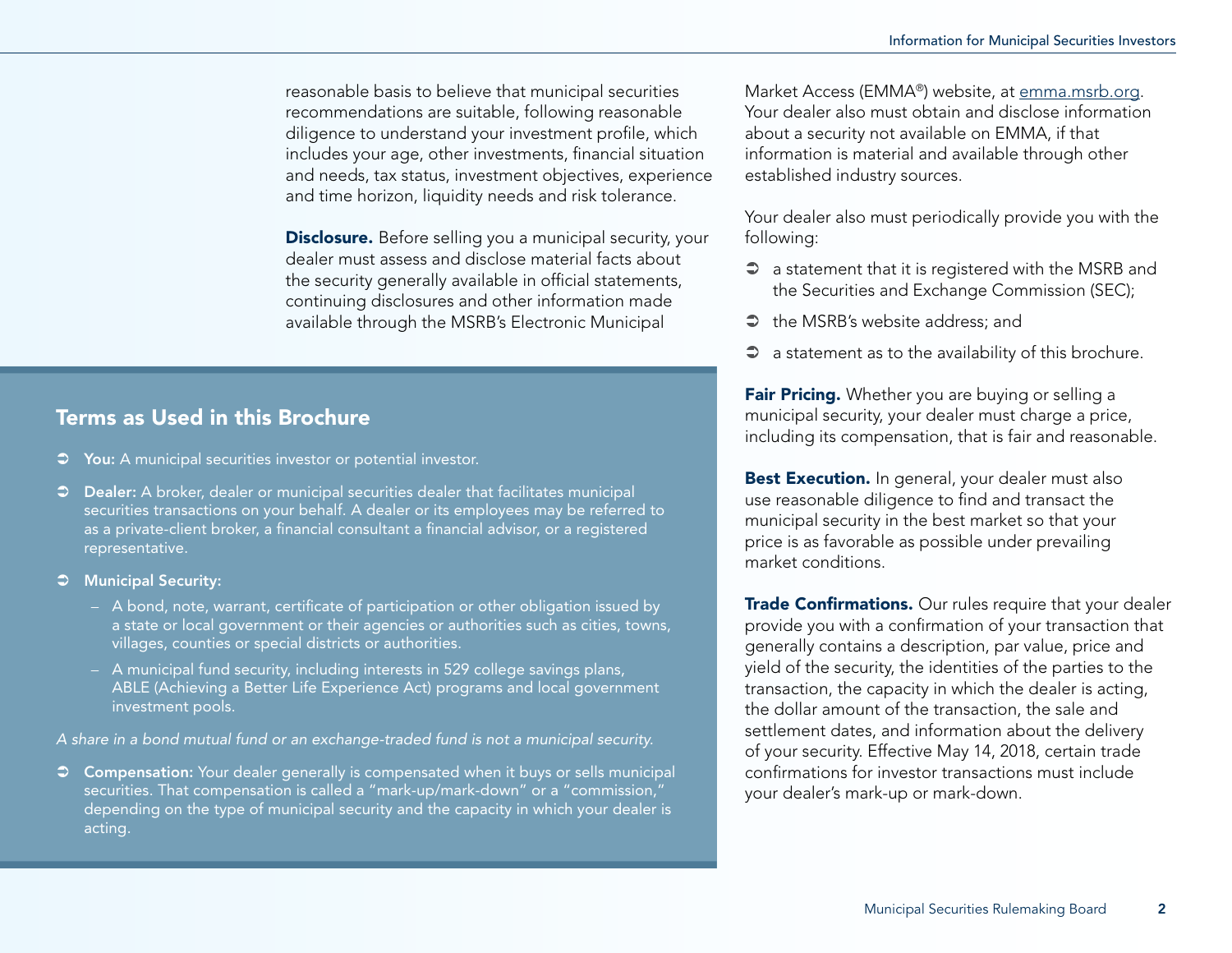reasonable basis to believe that municipal securities recommendations are suitable, following reasonable diligence to understand your investment profile, which includes your age, other investments, financial situation and needs, tax status, investment objectives, experience and time horizon, liquidity needs and risk tolerance.

**Disclosure.** Before selling you a municipal security, your dealer must assess and disclose material facts about the security generally available in official statements, continuing disclosures and other information made available through the MSRB's Electronic Municipal Market Access (EMMA®) website, at emma.msrb.org. Your dealer also must obtain and disclose information about a security not available on EMMA, if that information is material and available through other established industry sources.

Your dealer also must periodically provide you with the following:

- a statement that it is registered with the MSRB and the Securities and Exchange Commission (SEC);
- the MSRB's website address; and
- a statement as to the availability of this brochure.

**Fair Pricing.** Whether you are buying or selling a municipal security, your dealer must charge a price, including its compensation, that is fair and reasonable.

**Best Execution.** In general, your dealer must also use reasonable diligence to find and transact the municipal security in the best market so that your price is as favorable as possible under prevailing market conditions.

**Trade Confirmations.** Our rules require that your dealer provide you with a confirmation of your transaction that generally contains a description, par value, price and yield of the security, the identities of the parties to the transaction, the capacity in which the dealer is acting, the dollar amount of the transaction, the sale and settlement dates, and information about the delivery of your security. Effective May 14, 2018, certain trade confirmations for investor transactions must include your dealer's mark-up or mark-down.

## Terms as Used in this Brochure

- **You:** A municipal securities investor or potential investor.
- **Dealer:** A broker, dealer or municipal securities dealer that facilitates municipal securities transactions on your behalf. A dealer or its employees may be referred to as a private-client broker, a financial consultant a financial advisor, or a registered representative.
- **Municipal Security:**
  - A bond, note, warrant, certificate of participation or other obligation issued by a state or local government or their agencies or authorities such as cities, towns, villages, counties or special districts or authorities.
  - A municipal fund security, including interests in 529 college savings plans, ABLE (Achieving a Better Life Experience Act) programs and local government investment pools.

*A share in a bond mutual fund or an exchange-traded fund is not a municipal security.*

- **Compensation:** Your dealer generally is compensated when it buys or sells municipal securities. That compensation is called a "mark-up/mark-down" or a "commission," depending on the type of municipal security and the capacity in which your dealer is acting.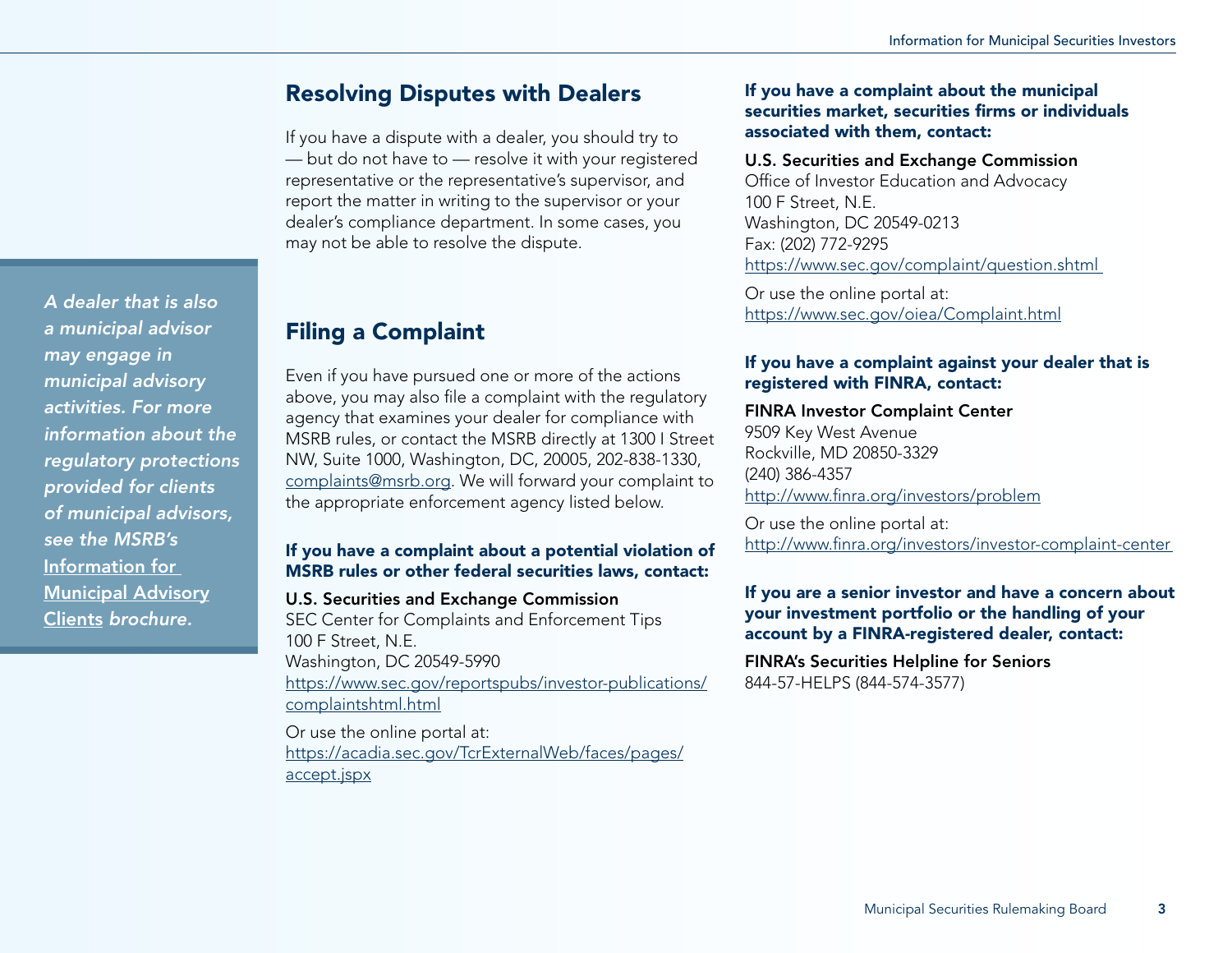## Resolving Disputes with Dealers

If you have a dispute with a dealer, you should try to — but do not have to — resolve it with your registered representative or the representative's supervisor, and report the matter in writing to the supervisor or your dealer's compliance department. In some cases, you may not be able to resolve the dispute.

*A dealer that is also a municipal advisor may engage in municipal advisory activities. For more information about the regulatory protections provided for clients of municipal advisors, see the MSRB's Information for Municipal Advisory Clients brochure.*

## Filing a Complaint

Even if you have pursued one or more of the actions above, you may also file a complaint with the regulatory agency that examines your dealer for compliance with MSRB rules, or contact the MSRB directly at 1300 I Street NW, Suite 1000, Washington, DC, 20005, 202-838-1330, complaints@msrb.org. We will forward your complaint to the appropriate enforcement agency listed below.

**If you have a complaint about a potential violation of MSRB rules or other federal securities laws, contact:**

U.S. Securities and Exchange Commission
SEC Center for Complaints and Enforcement Tips
100 F Street, N.E.
Washington, DC 20549-5990
https://www.sec.gov/reportspubs/investor-publications/complaintshtml.html

Or use the online portal at:
https://acadia.sec.gov/TcrExternalWeb/faces/pages/accept.jspx

**If you have a complaint about the municipal securities market, securities firms or individuals associated with them, contact:**

U.S. Securities and Exchange Commission
Office of Investor Education and Advocacy
100 F Street, N.E.
Washington, DC 20549-0213
Fax: (202) 772-9295
https://www.sec.gov/complaint/question.shtml

Or use the online portal at:
https://www.sec.gov/oiea/Complaint.html

**If you have a complaint against your dealer that is registered with FINRA, contact:**

FINRA Investor Complaint Center
9509 Key West Avenue
Rockville, MD 20850-3329
(240) 386-4357
http://www.finra.org/investors/problem

Or use the online portal at:
http://www.finra.org/investors/investor-complaint-center

**If you are a senior investor and have a concern about your investment portfolio or the handling of your account by a FINRA-registered dealer, contact:**

FINRA's Securities Helpline for Seniors
844-57-HELPS (844-574-3577)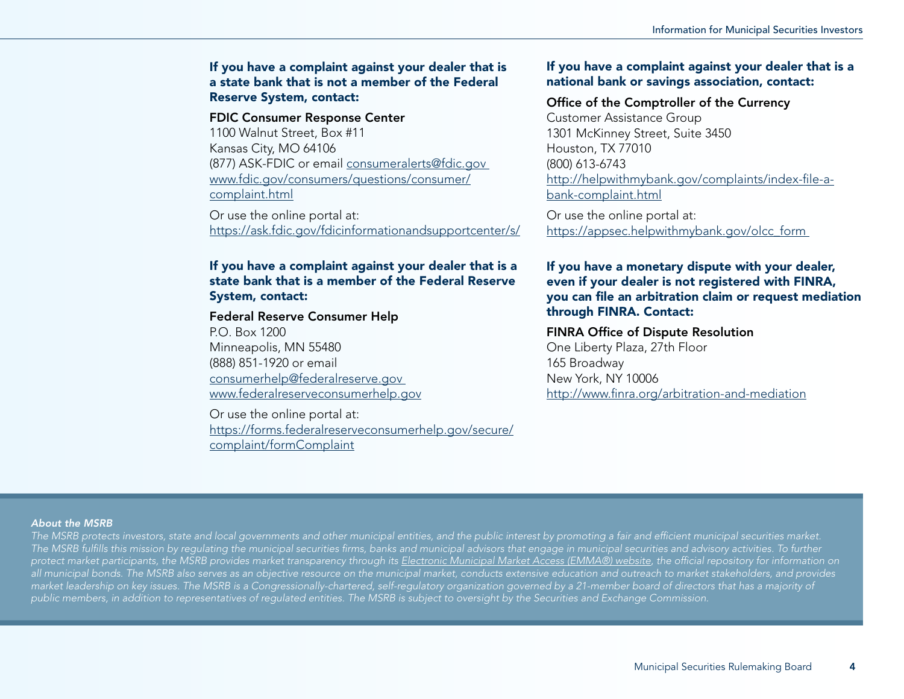**If you have a complaint against your dealer that is a state bank that is not a member of the Federal Reserve System, contact:**

**FDIC Consumer Response Center**
1100 Walnut Street, Box #11
Kansas City, MO 64106
(877) ASK-FDIC or email consumeralerts@fdic.gov
www.fdic.gov/consumers/questions/consumer/complaint.html

Or use the online portal at:
https://ask.fdic.gov/fdicinformationandsupportcenter/s/

**If you have a complaint against your dealer that is a state bank that is a member of the Federal Reserve System, contact:**

**Federal Reserve Consumer Help**
P.O. Box 1200
Minneapolis, MN 55480
(888) 851-1920 or email
consumerhelp@federalreserve.gov
www.federalreserveconsumerhelp.gov

Or use the online portal at:
https://forms.federalreserveconsumerhelp.gov/secure/complaint/formComplaint

**If you have a complaint against your dealer that is a national bank or savings association, contact:**

**Office of the Comptroller of the Currency**
Customer Assistance Group
1301 McKinney Street, Suite 3450
Houston, TX 77010
(800) 613-6743
http://helpwithmybank.gov/complaints/index-file-a-bank-complaint.html

Or use the online portal at:
https://appsec.helpwithmybank.gov/olcc_form

**If you have a monetary dispute with your dealer, even if your dealer is not registered with FINRA, you can file an arbitration claim or request mediation through FINRA. Contact:**

**FINRA Office of Dispute Resolution**
One Liberty Plaza, 27th Floor
165 Broadway
New York, NY 10006
http://www.finra.org/arbitration-and-mediation

***About the MSRB***

*The MSRB protects investors, state and local governments and other municipal entities, and the public interest by promoting a fair and efficient municipal securities market. The MSRB fulfills this mission by regulating the municipal securities firms, banks and municipal advisors that engage in municipal securities and advisory activities. To further protect market participants, the MSRB provides market transparency through its Electronic Municipal Market Access (EMMA®) website, the official repository for information on all municipal bonds. The MSRB also serves as an objective resource on the municipal market, conducts extensive education and outreach to market stakeholders, and provides market leadership on key issues. The MSRB is a Congressionally-chartered, self-regulatory organization governed by a 21-member board of directors that has a majority of public members, in addition to representatives of regulated entities. The MSRB is subject to oversight by the Securities and Exchange Commission.*